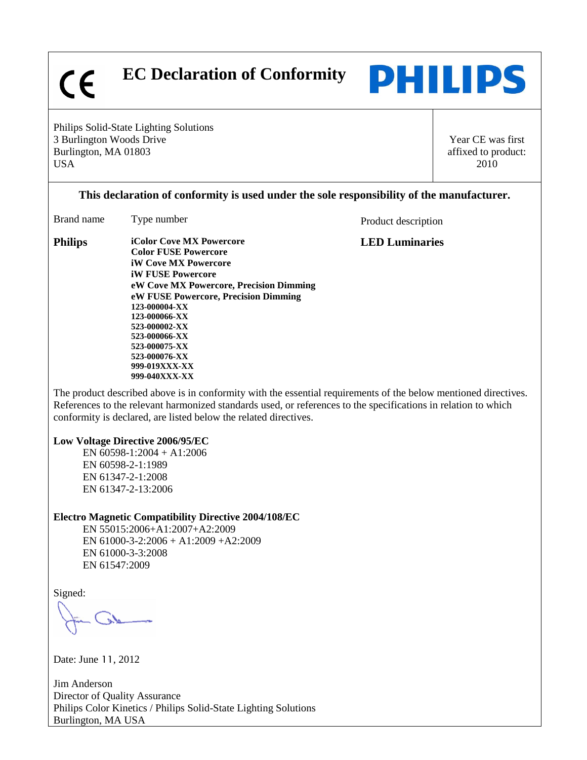CE

# EC Declaration of Conformity

PHILIPS

Philips Solid-State Lighting Solutions
3 Burlington Woods Drive
Burlington, MA 01803
USA

Year CE was first affixed to product: 2010

**This declaration of conformity is used under the sole responsibility of the manufacturer.**

| Brand name | Type number | Product description |
| --- | --- | --- |
| **Philips** | **iColor Cove MX Powercore**<br>**Color FUSE Powercore**<br>**iW Cove MX Powercore**<br>**iW FUSE Powercore**<br>**eW Cove MX Powercore, Precision Dimming**<br>**eW FUSE Powercore, Precision Dimming**<br>**123-000004-XX**<br>**123-000066-XX**<br>**523-000002-XX**<br>**523-000066-XX**<br>**523-000075-XX**<br>**523-000076-XX**<br>**999-019XXX-XX**<br>**999-040XXX-XX** | **LED Luminaries** |

The product described above is in conformity with the essential requirements of the below mentioned directives. References to the relevant harmonized standards used, or references to the specifications in relation to which conformity is declared, are listed below the related directives.

**Low Voltage Directive 2006/95/EC**

EN 60598-1:2004 + A1:2006
EN 60598-2-1:1989
EN 61347-2-1:2008
EN 61347-2-13:2006

**Electro Magnetic Compatibility Directive 2004/108/EC**

EN 55015:2006+A1:2007+A2:2009
EN 61000-3-2:2006 + A1:2009 +A2:2009
EN 61000-3-3:2008
EN 61547:2009

Signed:

Date: June 11, 2012

Jim Anderson
Director of Quality Assurance
Philips Color Kinetics / Philips Solid-State Lighting Solutions
Burlington, MA USA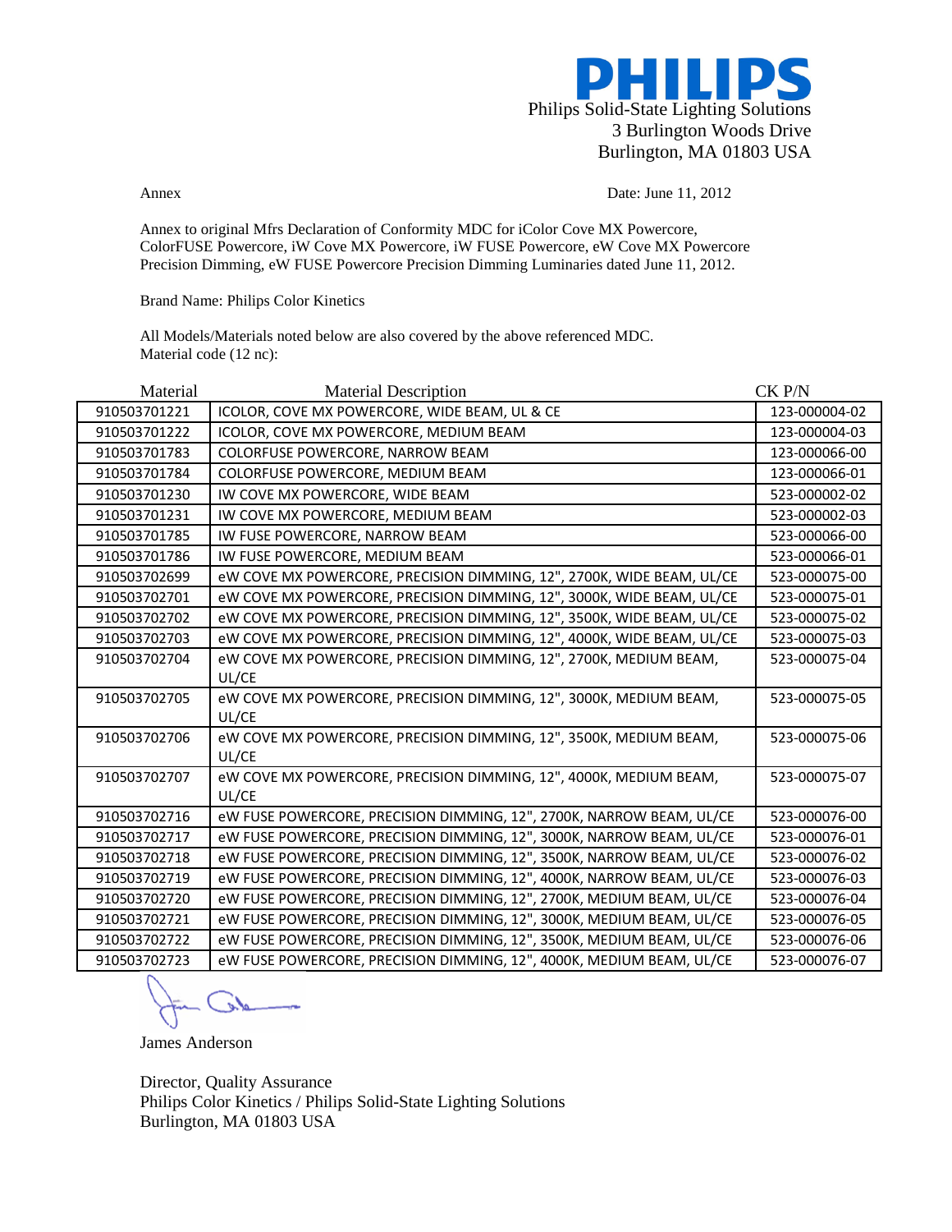PHILIPS

Philips Solid-State Lighting Solutions
3 Burlington Woods Drive
Burlington, MA 01803 USA

Annex

Date: June 11, 2012

Annex to original Mfrs Declaration of Conformity MDC for iColor Cove MX Powercore, ColorFUSE Powercore, iW Cove MX Powercore, iW FUSE Powercore, eW Cove MX Powercore Precision Dimming, eW FUSE Powercore Precision Dimming Luminaries dated June 11, 2012.

Brand Name: Philips Color Kinetics

All Models/Materials noted below are also covered by the above referenced MDC.
Material code (12 nc):

| Material | Material Description | CK P/N |
|---|---|---|
| 910503701221 | ICOLOR, COVE MX POWERCORE, WIDE BEAM, UL & CE | 123-000004-02 |
| 910503701222 | ICOLOR, COVE MX POWERCORE, MEDIUM BEAM | 123-000004-03 |
| 910503701783 | COLORFUSE POWERCORE, NARROW BEAM | 123-000066-00 |
| 910503701784 | COLORFUSE POWERCORE, MEDIUM BEAM | 123-000066-01 |
| 910503701230 | IW COVE MX POWERCORE, WIDE BEAM | 523-000002-02 |
| 910503701231 | IW COVE MX POWERCORE, MEDIUM BEAM | 523-000002-03 |
| 910503701785 | IW FUSE POWERCORE, NARROW BEAM | 523-000066-00 |
| 910503701786 | IW FUSE POWERCORE, MEDIUM BEAM | 523-000066-01 |
| 910503702699 | eW COVE MX POWERCORE, PRECISION DIMMING, 12", 2700K, WIDE BEAM, UL/CE | 523-000075-00 |
| 910503702701 | eW COVE MX POWERCORE, PRECISION DIMMING, 12", 3000K, WIDE BEAM, UL/CE | 523-000075-01 |
| 910503702702 | eW COVE MX POWERCORE, PRECISION DIMMING, 12", 3500K, WIDE BEAM, UL/CE | 523-000075-02 |
| 910503702703 | eW COVE MX POWERCORE, PRECISION DIMMING, 12", 4000K, WIDE BEAM, UL/CE | 523-000075-03 |
| 910503702704 | eW COVE MX POWERCORE, PRECISION DIMMING, 12", 2700K, MEDIUM BEAM, UL/CE | 523-000075-04 |
| 910503702705 | eW COVE MX POWERCORE, PRECISION DIMMING, 12", 3000K, MEDIUM BEAM, UL/CE | 523-000075-05 |
| 910503702706 | eW COVE MX POWERCORE, PRECISION DIMMING, 12", 3500K, MEDIUM BEAM, UL/CE | 523-000075-06 |
| 910503702707 | eW COVE MX POWERCORE, PRECISION DIMMING, 12", 4000K, MEDIUM BEAM, UL/CE | 523-000075-07 |
| 910503702716 | eW FUSE POWERCORE, PRECISION DIMMING, 12", 2700K, NARROW BEAM, UL/CE | 523-000076-00 |
| 910503702717 | eW FUSE POWERCORE, PRECISION DIMMING, 12", 3000K, NARROW BEAM, UL/CE | 523-000076-01 |
| 910503702718 | eW FUSE POWERCORE, PRECISION DIMMING, 12", 3500K, NARROW BEAM, UL/CE | 523-000076-02 |
| 910503702719 | eW FUSE POWERCORE, PRECISION DIMMING, 12", 4000K, NARROW BEAM, UL/CE | 523-000076-03 |
| 910503702720 | eW FUSE POWERCORE, PRECISION DIMMING, 12", 2700K, MEDIUM BEAM, UL/CE | 523-000076-04 |
| 910503702721 | eW FUSE POWERCORE, PRECISION DIMMING, 12", 3000K, MEDIUM BEAM, UL/CE | 523-000076-05 |
| 910503702722 | eW FUSE POWERCORE, PRECISION DIMMING, 12", 3500K, MEDIUM BEAM, UL/CE | 523-000076-06 |
| 910503702723 | eW FUSE POWERCORE, PRECISION DIMMING, 12", 4000K, MEDIUM BEAM, UL/CE | 523-000076-07 |

James Anderson

Director, Quality Assurance
Philips Color Kinetics / Philips Solid-State Lighting Solutions
Burlington, MA 01803 USA